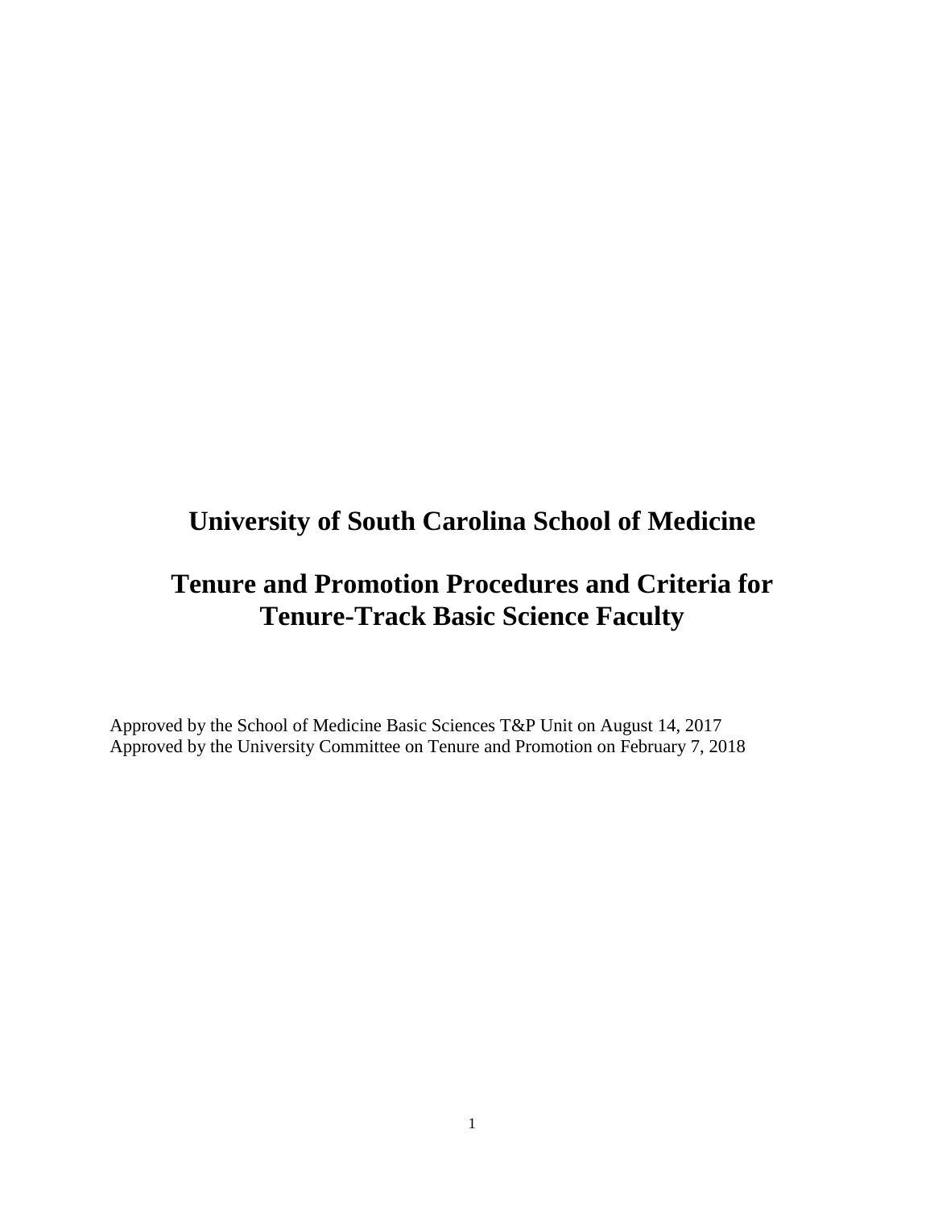# University of South Carolina School of Medicine

# Tenure and Promotion Procedures and Criteria for Tenure-Track Basic Science Faculty

Approved by the School of Medicine Basic Sciences T&P Unit on August 14, 2017
Approved by the University Committee on Tenure and Promotion on February 7, 2018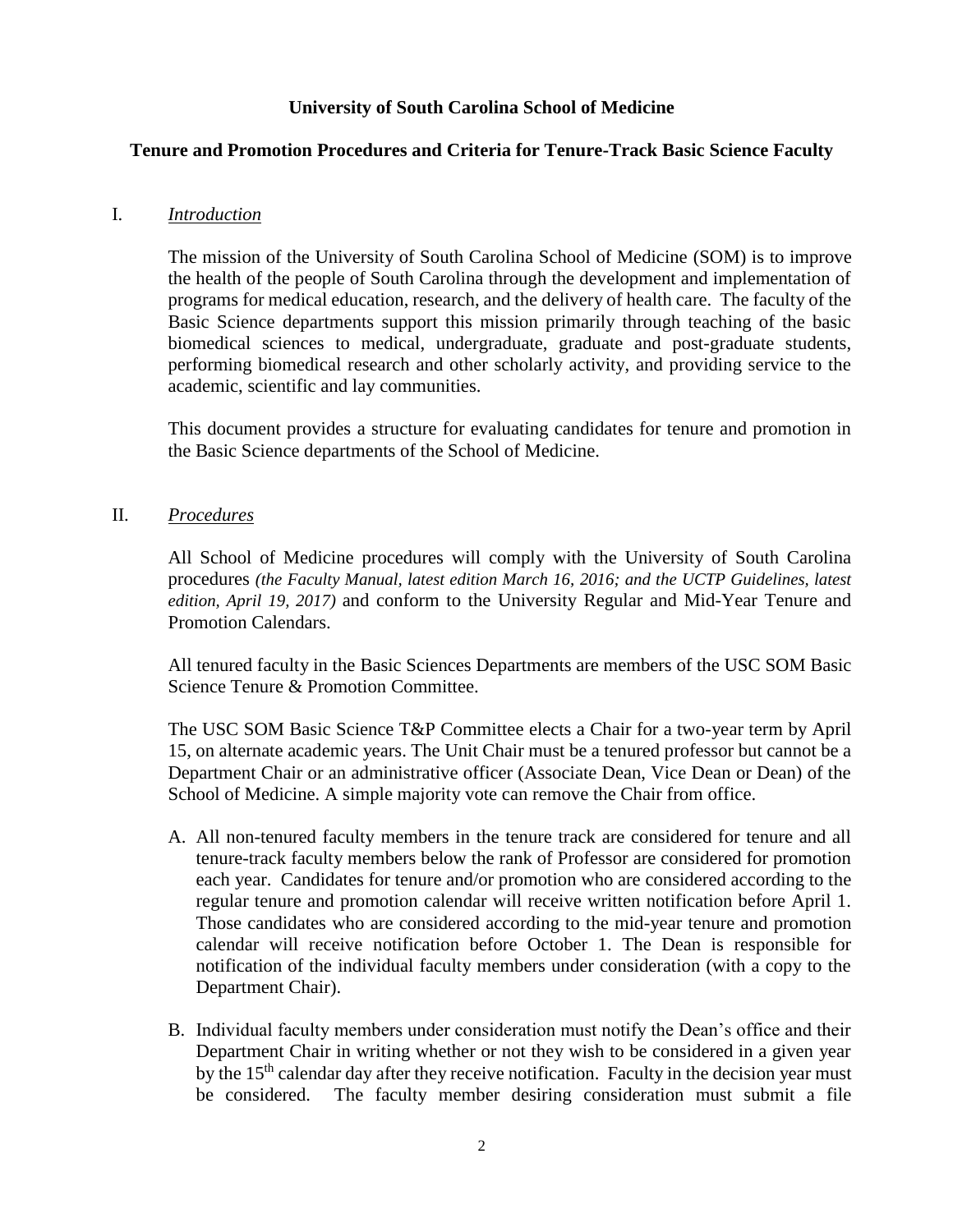**University of South Carolina School of Medicine**

**Tenure and Promotion Procedures and Criteria for Tenure-Track Basic Science Faculty**

I. *Introduction*

The mission of the University of South Carolina School of Medicine (SOM) is to improve the health of the people of South Carolina through the development and implementation of programs for medical education, research, and the delivery of health care. The faculty of the Basic Science departments support this mission primarily through teaching of the basic biomedical sciences to medical, undergraduate, graduate and post-graduate students, performing biomedical research and other scholarly activity, and providing service to the academic, scientific and lay communities.

This document provides a structure for evaluating candidates for tenure and promotion in the Basic Science departments of the School of Medicine.

II. *Procedures*

All School of Medicine procedures will comply with the University of South Carolina procedures *(the Faculty Manual, latest edition March 16, 2016; and the UCTP Guidelines, latest edition, April 19, 2017)* and conform to the University Regular and Mid-Year Tenure and Promotion Calendars.

All tenured faculty in the Basic Sciences Departments are members of the USC SOM Basic Science Tenure & Promotion Committee.

The USC SOM Basic Science T&P Committee elects a Chair for a two-year term by April 15, on alternate academic years. The Unit Chair must be a tenured professor but cannot be a Department Chair or an administrative officer (Associate Dean, Vice Dean or Dean) of the School of Medicine. A simple majority vote can remove the Chair from office.

A. All non-tenured faculty members in the tenure track are considered for tenure and all tenure-track faculty members below the rank of Professor are considered for promotion each year. Candidates for tenure and/or promotion who are considered according to the regular tenure and promotion calendar will receive written notification before April 1. Those candidates who are considered according to the mid-year tenure and promotion calendar will receive notification before October 1. The Dean is responsible for notification of the individual faculty members under consideration (with a copy to the Department Chair).

B. Individual faculty members under consideration must notify the Dean's office and their Department Chair in writing whether or not they wish to be considered in a given year by the 15th calendar day after they receive notification. Faculty in the decision year must be considered. The faculty member desiring consideration must submit a file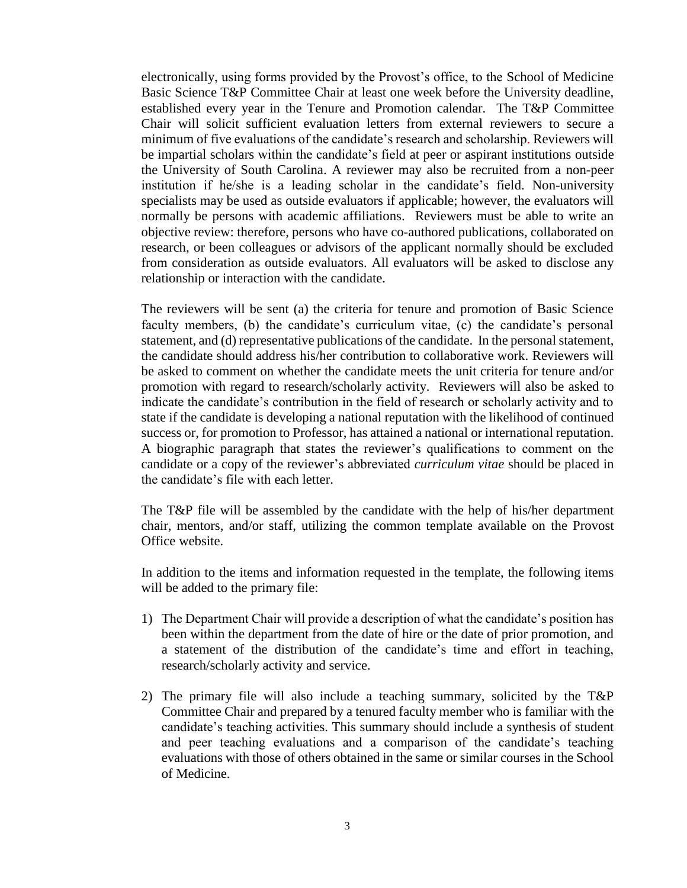electronically, using forms provided by the Provost's office, to the School of Medicine Basic Science T&P Committee Chair at least one week before the University deadline, established every year in the Tenure and Promotion calendar. The T&P Committee Chair will solicit sufficient evaluation letters from external reviewers to secure a minimum of five evaluations of the candidate's research and scholarship. Reviewers will be impartial scholars within the candidate's field at peer or aspirant institutions outside the University of South Carolina. A reviewer may also be recruited from a non-peer institution if he/she is a leading scholar in the candidate's field. Non-university specialists may be used as outside evaluators if applicable; however, the evaluators will normally be persons with academic affiliations. Reviewers must be able to write an objective review: therefore, persons who have co-authored publications, collaborated on research, or been colleagues or advisors of the applicant normally should be excluded from consideration as outside evaluators. All evaluators will be asked to disclose any relationship or interaction with the candidate.

The reviewers will be sent (a) the criteria for tenure and promotion of Basic Science faculty members, (b) the candidate's curriculum vitae, (c) the candidate's personal statement, and (d) representative publications of the candidate. In the personal statement, the candidate should address his/her contribution to collaborative work. Reviewers will be asked to comment on whether the candidate meets the unit criteria for tenure and/or promotion with regard to research/scholarly activity. Reviewers will also be asked to indicate the candidate's contribution in the field of research or scholarly activity and to state if the candidate is developing a national reputation with the likelihood of continued success or, for promotion to Professor, has attained a national or international reputation. A biographic paragraph that states the reviewer's qualifications to comment on the candidate or a copy of the reviewer's abbreviated *curriculum vitae* should be placed in the candidate's file with each letter.

The T&P file will be assembled by the candidate with the help of his/her department chair, mentors, and/or staff, utilizing the common template available on the Provost Office website.

In addition to the items and information requested in the template, the following items will be added to the primary file:

1) The Department Chair will provide a description of what the candidate's position has been within the department from the date of hire or the date of prior promotion, and a statement of the distribution of the candidate's time and effort in teaching, research/scholarly activity and service.

2) The primary file will also include a teaching summary, solicited by the T&P Committee Chair and prepared by a tenured faculty member who is familiar with the candidate's teaching activities. This summary should include a synthesis of student and peer teaching evaluations and a comparison of the candidate's teaching evaluations with those of others obtained in the same or similar courses in the School of Medicine.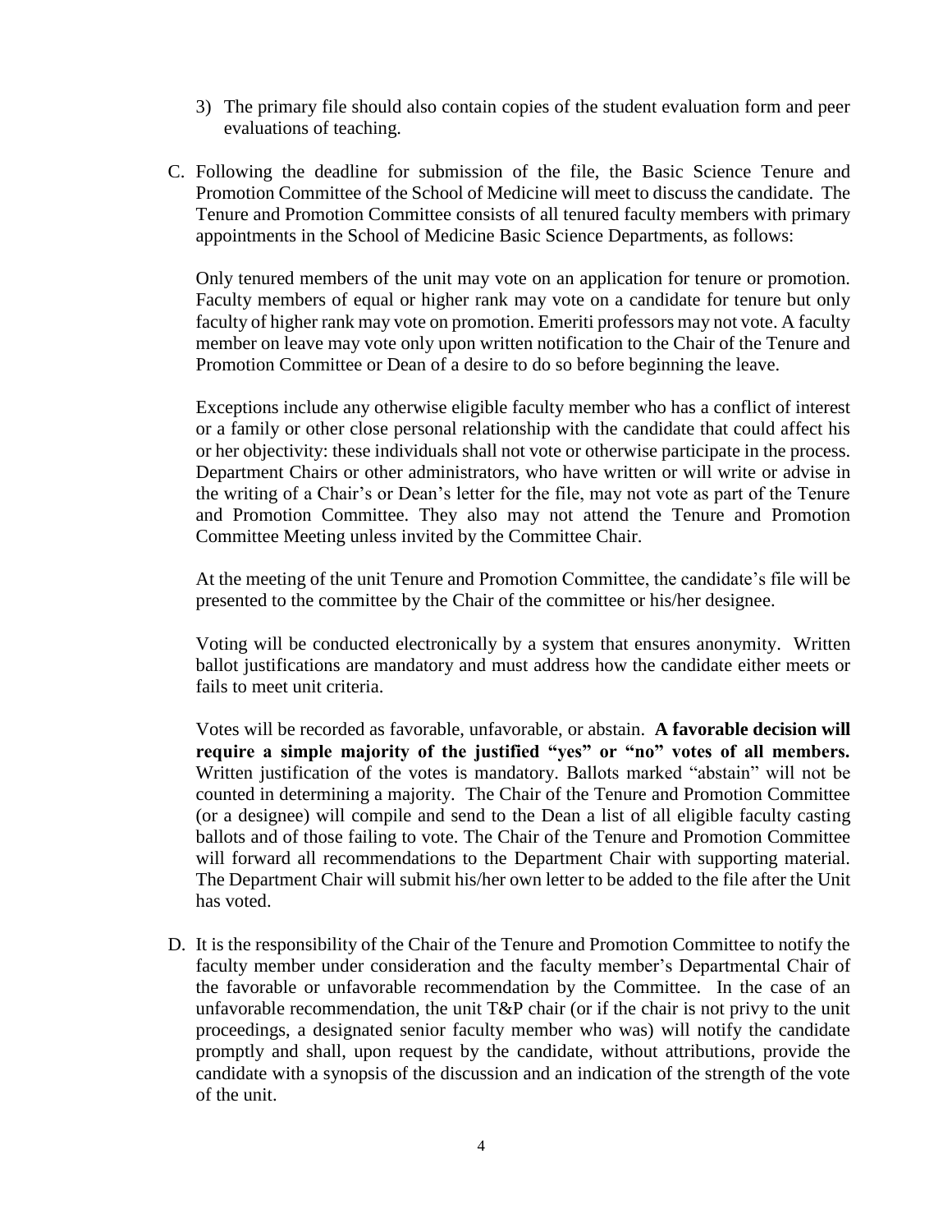3) The primary file should also contain copies of the student evaluation form and peer evaluations of teaching.

C. Following the deadline for submission of the file, the Basic Science Tenure and Promotion Committee of the School of Medicine will meet to discuss the candidate. The Tenure and Promotion Committee consists of all tenured faculty members with primary appointments in the School of Medicine Basic Science Departments, as follows:

   Only tenured members of the unit may vote on an application for tenure or promotion. Faculty members of equal or higher rank may vote on a candidate for tenure but only faculty of higher rank may vote on promotion. Emeriti professors may not vote. A faculty member on leave may vote only upon written notification to the Chair of the Tenure and Promotion Committee or Dean of a desire to do so before beginning the leave.

   Exceptions include any otherwise eligible faculty member who has a conflict of interest or a family or other close personal relationship with the candidate that could affect his or her objectivity: these individuals shall not vote or otherwise participate in the process. Department Chairs or other administrators, who have written or will write or advise in the writing of a Chair's or Dean's letter for the file, may not vote as part of the Tenure and Promotion Committee. They also may not attend the Tenure and Promotion Committee Meeting unless invited by the Committee Chair.

   At the meeting of the unit Tenure and Promotion Committee, the candidate's file will be presented to the committee by the Chair of the committee or his/her designee.

   Voting will be conducted electronically by a system that ensures anonymity. Written ballot justifications are mandatory and must address how the candidate either meets or fails to meet unit criteria.

   Votes will be recorded as favorable, unfavorable, or abstain. **A favorable decision will require a simple majority of the justified "yes" or "no" votes of all members.** Written justification of the votes is mandatory. Ballots marked "abstain" will not be counted in determining a majority. The Chair of the Tenure and Promotion Committee (or a designee) will compile and send to the Dean a list of all eligible faculty casting ballots and of those failing to vote. The Chair of the Tenure and Promotion Committee will forward all recommendations to the Department Chair with supporting material. The Department Chair will submit his/her own letter to be added to the file after the Unit has voted.

D. It is the responsibility of the Chair of the Tenure and Promotion Committee to notify the faculty member under consideration and the faculty member's Departmental Chair of the favorable or unfavorable recommendation by the Committee. In the case of an unfavorable recommendation, the unit T&P chair (or if the chair is not privy to the unit proceedings, a designated senior faculty member who was) will notify the candidate promptly and shall, upon request by the candidate, without attributions, provide the candidate with a synopsis of the discussion and an indication of the strength of the vote of the unit.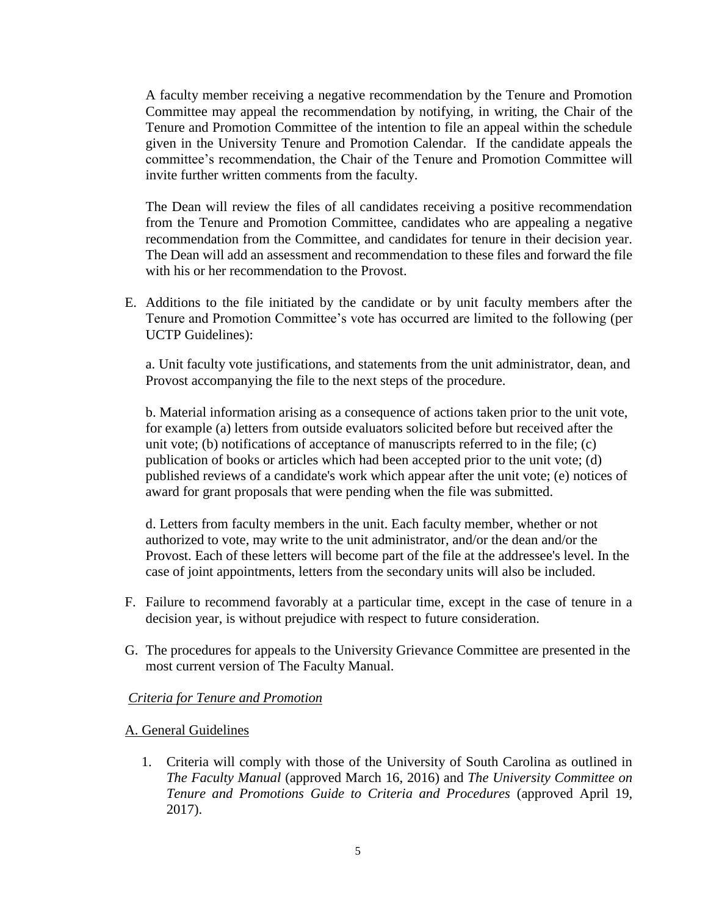A faculty member receiving a negative recommendation by the Tenure and Promotion Committee may appeal the recommendation by notifying, in writing, the Chair of the Tenure and Promotion Committee of the intention to file an appeal within the schedule given in the University Tenure and Promotion Calendar. If the candidate appeals the committee's recommendation, the Chair of the Tenure and Promotion Committee will invite further written comments from the faculty.

The Dean will review the files of all candidates receiving a positive recommendation from the Tenure and Promotion Committee, candidates who are appealing a negative recommendation from the Committee, and candidates for tenure in their decision year. The Dean will add an assessment and recommendation to these files and forward the file with his or her recommendation to the Provost.

E. Additions to the file initiated by the candidate or by unit faculty members after the Tenure and Promotion Committee's vote has occurred are limited to the following (per UCTP Guidelines):

   a. Unit faculty vote justifications, and statements from the unit administrator, dean, and Provost accompanying the file to the next steps of the procedure.

   b. Material information arising as a consequence of actions taken prior to the unit vote, for example (a) letters from outside evaluators solicited before but received after the unit vote; (b) notifications of acceptance of manuscripts referred to in the file; (c) publication of books or articles which had been accepted prior to the unit vote; (d) published reviews of a candidate's work which appear after the unit vote; (e) notices of award for grant proposals that were pending when the file was submitted.

   d. Letters from faculty members in the unit. Each faculty member, whether or not authorized to vote, may write to the unit administrator, and/or the dean and/or the Provost. Each of these letters will become part of the file at the addressee's level. In the case of joint appointments, letters from the secondary units will also be included.

F. Failure to recommend favorably at a particular time, except in the case of tenure in a decision year, is without prejudice with respect to future consideration.

G. The procedures for appeals to the University Grievance Committee are presented in the most current version of The Faculty Manual.

*Criteria for Tenure and Promotion*

A. General Guidelines

1. Criteria will comply with those of the University of South Carolina as outlined in *The Faculty Manual* (approved March 16, 2016) and *The University Committee on Tenure and Promotions Guide to Criteria and Procedures* (approved April 19, 2017).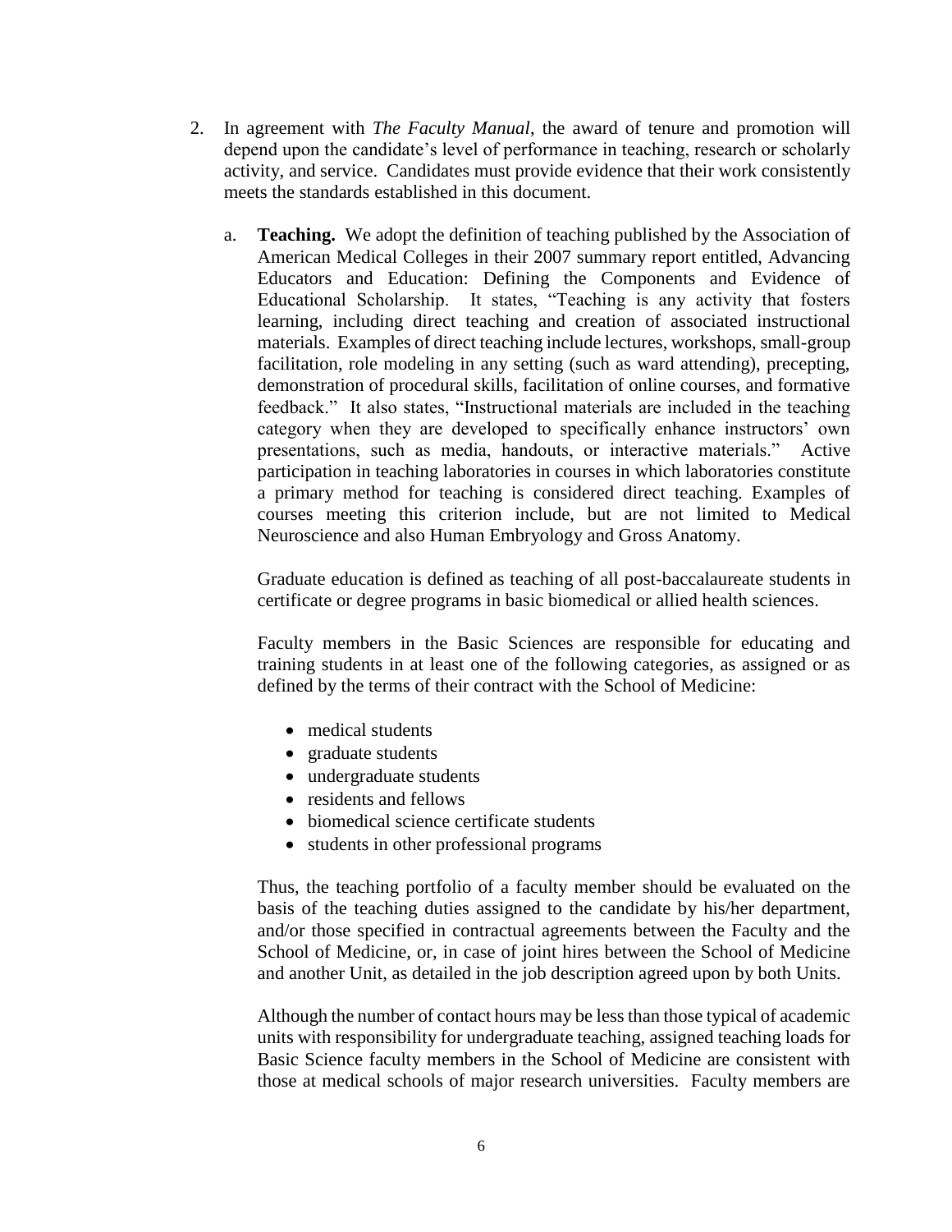2. In agreement with *The Faculty Manual*, the award of tenure and promotion will depend upon the candidate's level of performance in teaching, research or scholarly activity, and service. Candidates must provide evidence that their work consistently meets the standards established in this document.

   a. **Teaching.** We adopt the definition of teaching published by the Association of American Medical Colleges in their 2007 summary report entitled, Advancing Educators and Education: Defining the Components and Evidence of Educational Scholarship. It states, "Teaching is any activity that fosters learning, including direct teaching and creation of associated instructional materials. Examples of direct teaching include lectures, workshops, small-group facilitation, role modeling in any setting (such as ward attending), precepting, demonstration of procedural skills, facilitation of online courses, and formative feedback." It also states, "Instructional materials are included in the teaching category when they are developed to specifically enhance instructors' own presentations, such as media, handouts, or interactive materials." Active participation in teaching laboratories in courses in which laboratories constitute a primary method for teaching is considered direct teaching. Examples of courses meeting this criterion include, but are not limited to Medical Neuroscience and also Human Embryology and Gross Anatomy.

      Graduate education is defined as teaching of all post-baccalaureate students in certificate or degree programs in basic biomedical or allied health sciences.

      Faculty members in the Basic Sciences are responsible for educating and training students in at least one of the following categories, as assigned or as defined by the terms of their contract with the School of Medicine:

      - medical students
      - graduate students
      - undergraduate students
      - residents and fellows
      - biomedical science certificate students
      - students in other professional programs

      Thus, the teaching portfolio of a faculty member should be evaluated on the basis of the teaching duties assigned to the candidate by his/her department, and/or those specified in contractual agreements between the Faculty and the School of Medicine, or, in case of joint hires between the School of Medicine and another Unit, as detailed in the job description agreed upon by both Units.

      Although the number of contact hours may be less than those typical of academic units with responsibility for undergraduate teaching, assigned teaching loads for Basic Science faculty members in the School of Medicine are consistent with those at medical schools of major research universities. Faculty members are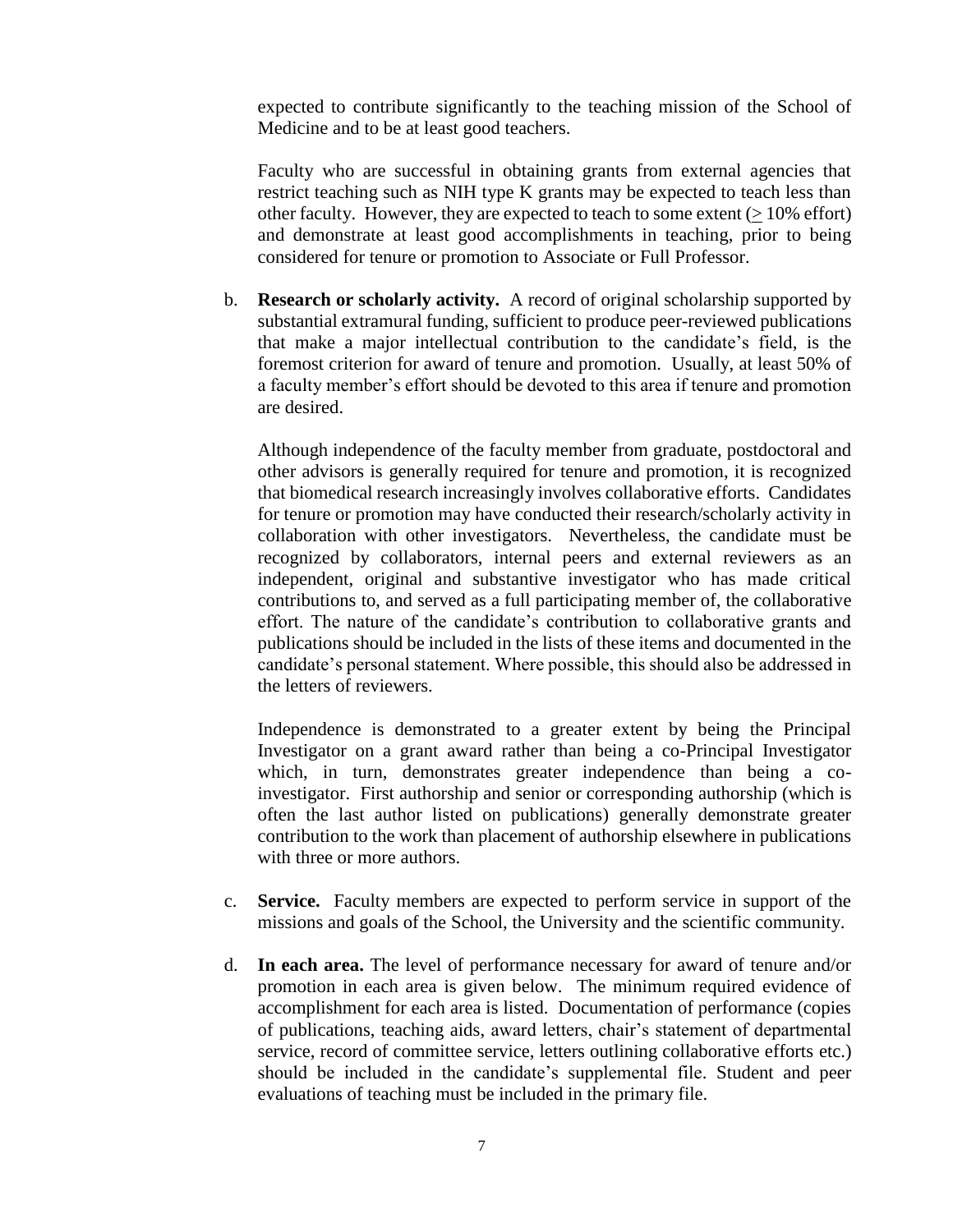expected to contribute significantly to the teaching mission of the School of Medicine and to be at least good teachers.

Faculty who are successful in obtaining grants from external agencies that restrict teaching such as NIH type K grants may be expected to teach less than other faculty. However, they are expected to teach to some extent ($\geq$ 10% effort) and demonstrate at least good accomplishments in teaching, prior to being considered for tenure or promotion to Associate or Full Professor.

b. **Research or scholarly activity.** A record of original scholarship supported by substantial extramural funding, sufficient to produce peer-reviewed publications that make a major intellectual contribution to the candidate's field, is the foremost criterion for award of tenure and promotion. Usually, at least 50% of a faculty member's effort should be devoted to this area if tenure and promotion are desired.

   Although independence of the faculty member from graduate, postdoctoral and other advisors is generally required for tenure and promotion, it is recognized that biomedical research increasingly involves collaborative efforts. Candidates for tenure or promotion may have conducted their research/scholarly activity in collaboration with other investigators. Nevertheless, the candidate must be recognized by collaborators, internal peers and external reviewers as an independent, original and substantive investigator who has made critical contributions to, and served as a full participating member of, the collaborative effort. The nature of the candidate's contribution to collaborative grants and publications should be included in the lists of these items and documented in the candidate's personal statement. Where possible, this should also be addressed in the letters of reviewers.

   Independence is demonstrated to a greater extent by being the Principal Investigator on a grant award rather than being a co-Principal Investigator which, in turn, demonstrates greater independence than being a co-investigator. First authorship and senior or corresponding authorship (which is often the last author listed on publications) generally demonstrate greater contribution to the work than placement of authorship elsewhere in publications with three or more authors.

c. **Service.** Faculty members are expected to perform service in support of the missions and goals of the School, the University and the scientific community.

d. **In each area.** The level of performance necessary for award of tenure and/or promotion in each area is given below. The minimum required evidence of accomplishment for each area is listed. Documentation of performance (copies of publications, teaching aids, award letters, chair's statement of departmental service, record of committee service, letters outlining collaborative efforts etc.) should be included in the candidate's supplemental file. Student and peer evaluations of teaching must be included in the primary file.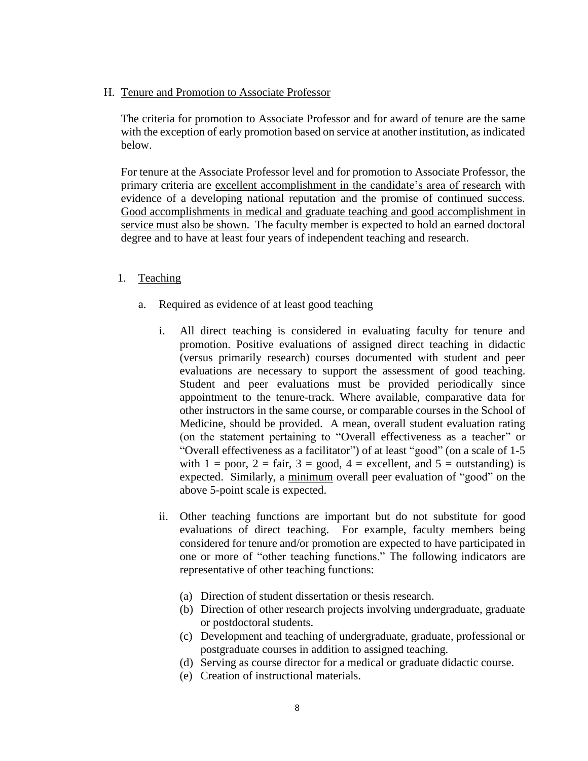## H. Tenure and Promotion to Associate Professor

The criteria for promotion to Associate Professor and for award of tenure are the same with the exception of early promotion based on service at another institution, as indicated below.

For tenure at the Associate Professor level and for promotion to Associate Professor, the primary criteria are <u>excellent accomplishment in the candidate's area of research</u> with evidence of a developing national reputation and the promise of continued success. <u>Good accomplishments in medical and graduate teaching and good accomplishment in service must also be shown</u>. The faculty member is expected to hold an earned doctoral degree and to have at least four years of independent teaching and research.

### 1. Teaching

a. Required as evidence of at least good teaching

i. All direct teaching is considered in evaluating faculty for tenure and promotion. Positive evaluations of assigned direct teaching in didactic (versus primarily research) courses documented with student and peer evaluations are necessary to support the assessment of good teaching. Student and peer evaluations must be provided periodically since appointment to the tenure-track. Where available, comparative data for other instructors in the same course, or comparable courses in the School of Medicine, should be provided. A mean, overall student evaluation rating (on the statement pertaining to "Overall effectiveness as a teacher" or "Overall effectiveness as a facilitator") of at least "good" (on a scale of 1-5 with 1 = poor, 2 = fair, 3 = good, 4 = excellent, and 5 = outstanding) is expected. Similarly, a <u>minimum</u> overall peer evaluation of "good" on the above 5-point scale is expected.

ii. Other teaching functions are important but do not substitute for good evaluations of direct teaching. For example, faculty members being considered for tenure and/or promotion are expected to have participated in one or more of "other teaching functions." The following indicators are representative of other teaching functions:

(a) Direction of student dissertation or thesis research.
(b) Direction of other research projects involving undergraduate, graduate or postdoctoral students.
(c) Development and teaching of undergraduate, graduate, professional or postgraduate courses in addition to assigned teaching.
(d) Serving as course director for a medical or graduate didactic course.
(e) Creation of instructional materials.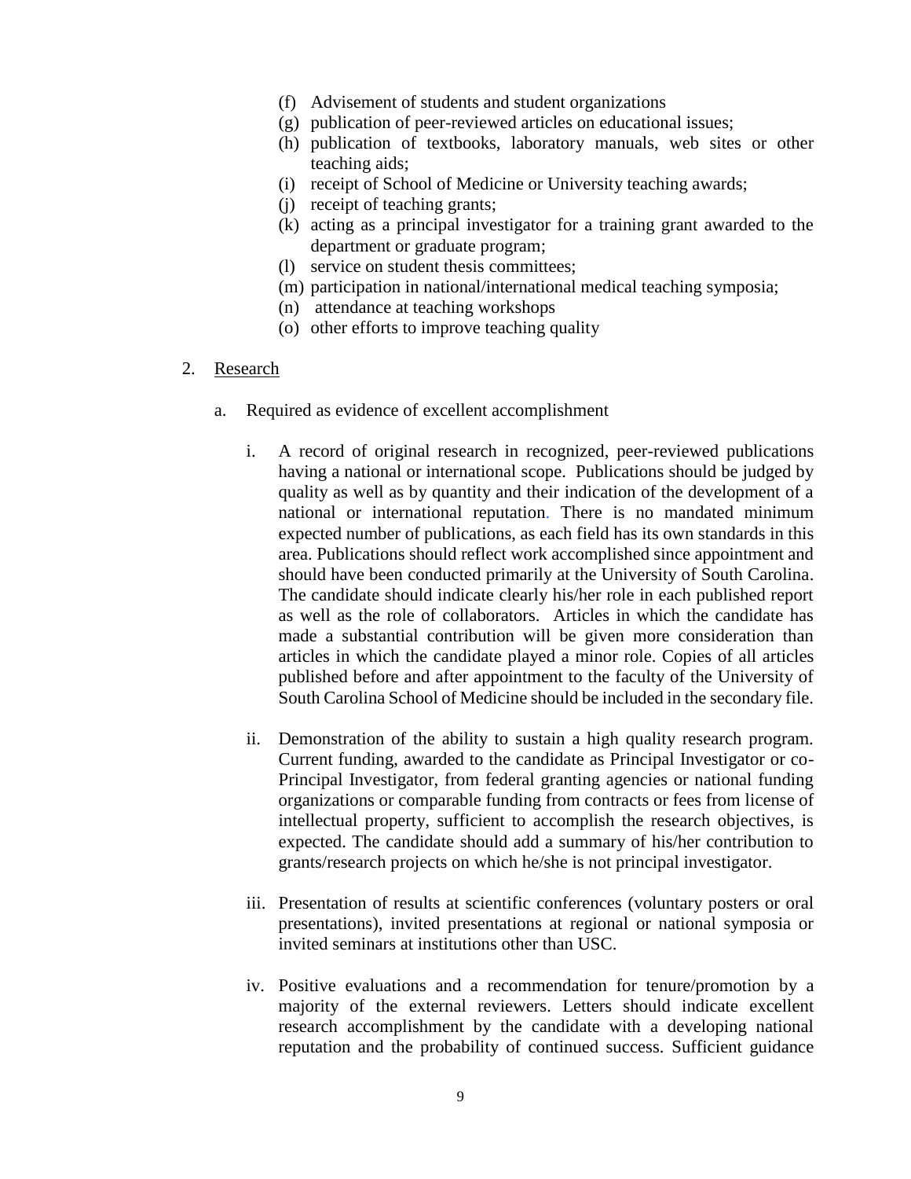(f) Advisement of students and student organizations
(g) publication of peer-reviewed articles on educational issues;
(h) publication of textbooks, laboratory manuals, web sites or other teaching aids;
(i) receipt of School of Medicine or University teaching awards;
(j) receipt of teaching grants;
(k) acting as a principal investigator for a training grant awarded to the department or graduate program;
(l) service on student thesis committees;
(m) participation in national/international medical teaching symposia;
(n) attendance at teaching workshops
(o) other efforts to improve teaching quality

2. Research

   a. Required as evidence of excellent accomplishment

      i. A record of original research in recognized, peer-reviewed publications having a national or international scope. Publications should be judged by quality as well as by quantity and their indication of the development of a national or international reputation. There is no mandated minimum expected number of publications, as each field has its own standards in this area. Publications should reflect work accomplished since appointment and should have been conducted primarily at the University of South Carolina. The candidate should indicate clearly his/her role in each published report as well as the role of collaborators. Articles in which the candidate has made a substantial contribution will be given more consideration than articles in which the candidate played a minor role. Copies of all articles published before and after appointment to the faculty of the University of South Carolina School of Medicine should be included in the secondary file.

      ii. Demonstration of the ability to sustain a high quality research program. Current funding, awarded to the candidate as Principal Investigator or co-Principal Investigator, from federal granting agencies or national funding organizations or comparable funding from contracts or fees from license of intellectual property, sufficient to accomplish the research objectives, is expected. The candidate should add a summary of his/her contribution to grants/research projects on which he/she is not principal investigator.

      iii. Presentation of results at scientific conferences (voluntary posters or oral presentations), invited presentations at regional or national symposia or invited seminars at institutions other than USC.

      iv. Positive evaluations and a recommendation for tenure/promotion by a majority of the external reviewers. Letters should indicate excellent research accomplishment by the candidate with a developing national reputation and the probability of continued success. Sufficient guidance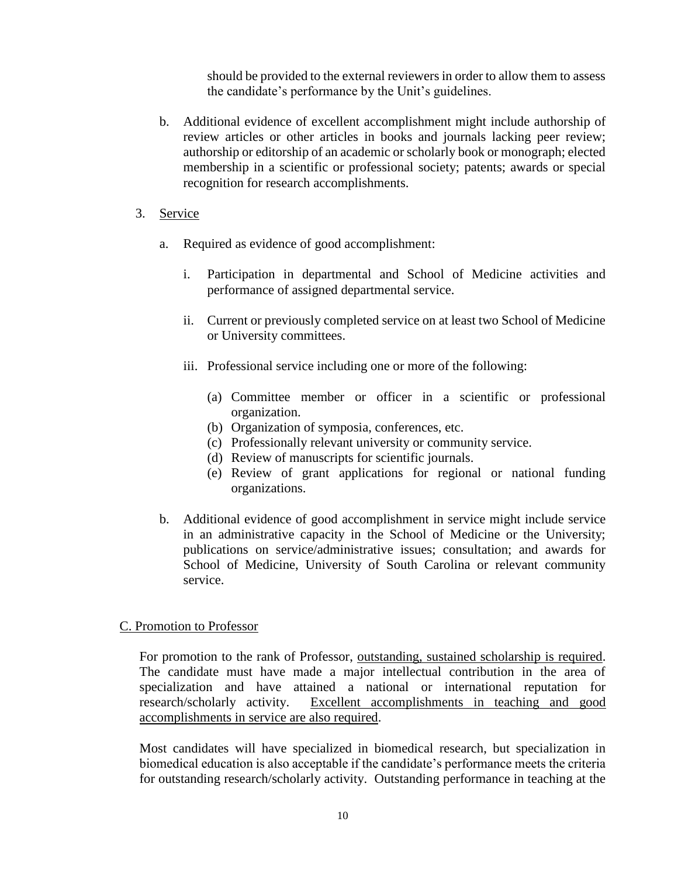should be provided to the external reviewers in order to allow them to assess the candidate's performance by the Unit's guidelines.

b. Additional evidence of excellent accomplishment might include authorship of review articles or other articles in books and journals lacking peer review; authorship or editorship of an academic or scholarly book or monograph; elected membership in a scientific or professional society; patents; awards or special recognition for research accomplishments.

3. <u>Service</u>

   a. Required as evidence of good accomplishment:

      i. Participation in departmental and School of Medicine activities and performance of assigned departmental service.

      ii. Current or previously completed service on at least two School of Medicine or University committees.

      iii. Professional service including one or more of the following:

         (a) Committee member or officer in a scientific or professional organization.
         (b) Organization of symposia, conferences, etc.
         (c) Professionally relevant university or community service.
         (d) Review of manuscripts for scientific journals.
         (e) Review of grant applications for regional or national funding organizations.

   b. Additional evidence of good accomplishment in service might include service in an administrative capacity in the School of Medicine or the University; publications on service/administrative issues; consultation; and awards for School of Medicine, University of South Carolina or relevant community service.

## <u>C. Promotion to Professor</u>

For promotion to the rank of Professor, <u>outstanding, sustained scholarship is required</u>. The candidate must have made a major intellectual contribution in the area of specialization and have attained a national or international reputation for research/scholarly activity. <u>Excellent accomplishments in teaching and good accomplishments in service are also required</u>.

Most candidates will have specialized in biomedical research, but specialization in biomedical education is also acceptable if the candidate's performance meets the criteria for outstanding research/scholarly activity. Outstanding performance in teaching at the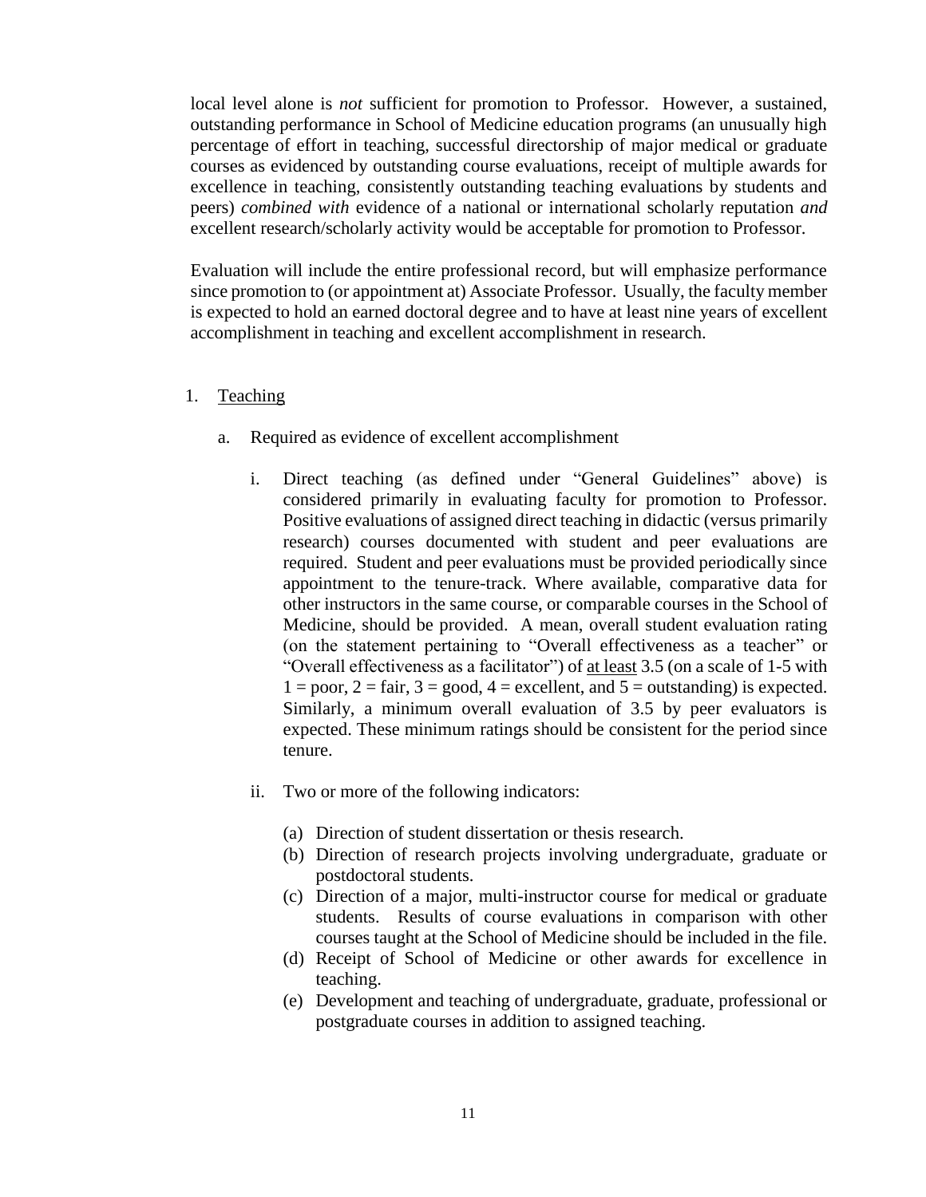local level alone is *not* sufficient for promotion to Professor. However, a sustained, outstanding performance in School of Medicine education programs (an unusually high percentage of effort in teaching, successful directorship of major medical or graduate courses as evidenced by outstanding course evaluations, receipt of multiple awards for excellence in teaching, consistently outstanding teaching evaluations by students and peers) *combined with* evidence of a national or international scholarly reputation *and* excellent research/scholarly activity would be acceptable for promotion to Professor.

Evaluation will include the entire professional record, but will emphasize performance since promotion to (or appointment at) Associate Professor. Usually, the faculty member is expected to hold an earned doctoral degree and to have at least nine years of excellent accomplishment in teaching and excellent accomplishment in research.

1. <u>Teaching</u>

   a. Required as evidence of excellent accomplishment

      i. Direct teaching (as defined under "General Guidelines" above) is considered primarily in evaluating faculty for promotion to Professor. Positive evaluations of assigned direct teaching in didactic (versus primarily research) courses documented with student and peer evaluations are required. Student and peer evaluations must be provided periodically since appointment to the tenure-track. Where available, comparative data for other instructors in the same course, or comparable courses in the School of Medicine, should be provided. A mean, overall student evaluation rating (on the statement pertaining to "Overall effectiveness as a teacher" or "Overall effectiveness as a facilitator") of <u>at least</u> 3.5 (on a scale of 1-5 with 1 = poor, 2 = fair, 3 = good, 4 = excellent, and 5 = outstanding) is expected. Similarly, a minimum overall evaluation of 3.5 by peer evaluators is expected. These minimum ratings should be consistent for the period since tenure.

      ii. Two or more of the following indicators:

         (a) Direction of student dissertation or thesis research.
         (b) Direction of research projects involving undergraduate, graduate or postdoctoral students.
         (c) Direction of a major, multi-instructor course for medical or graduate students. Results of course evaluations in comparison with other courses taught at the School of Medicine should be included in the file.
         (d) Receipt of School of Medicine or other awards for excellence in teaching.
         (e) Development and teaching of undergraduate, graduate, professional or postgraduate courses in addition to assigned teaching.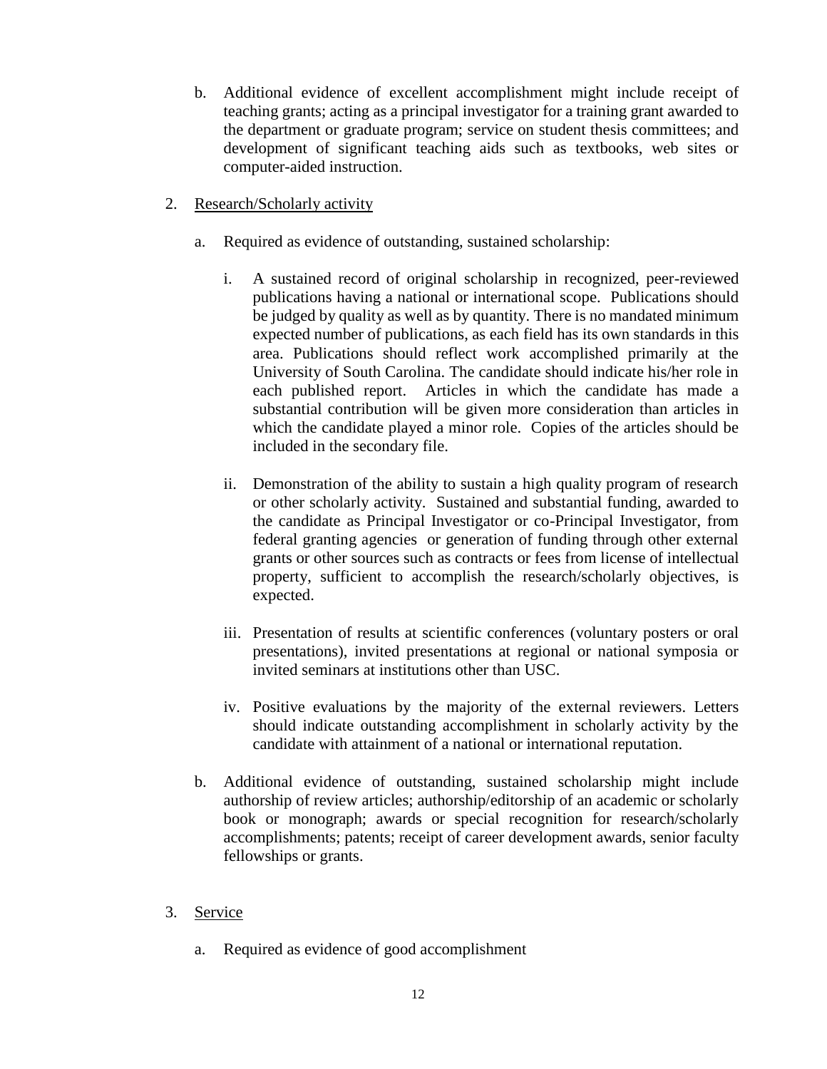b. Additional evidence of excellent accomplishment might include receipt of teaching grants; acting as a principal investigator for a training grant awarded to the department or graduate program; service on student thesis committees; and development of significant teaching aids such as textbooks, web sites or computer-aided instruction.

2. Research/Scholarly activity

   a. Required as evidence of outstanding, sustained scholarship:

      i. A sustained record of original scholarship in recognized, peer-reviewed publications having a national or international scope. Publications should be judged by quality as well as by quantity. There is no mandated minimum expected number of publications, as each field has its own standards in this area. Publications should reflect work accomplished primarily at the University of South Carolina. The candidate should indicate his/her role in each published report. Articles in which the candidate has made a substantial contribution will be given more consideration than articles in which the candidate played a minor role. Copies of the articles should be included in the secondary file.

      ii. Demonstration of the ability to sustain a high quality program of research or other scholarly activity. Sustained and substantial funding, awarded to the candidate as Principal Investigator or co-Principal Investigator, from federal granting agencies or generation of funding through other external grants or other sources such as contracts or fees from license of intellectual property, sufficient to accomplish the research/scholarly objectives, is expected.

      iii. Presentation of results at scientific conferences (voluntary posters or oral presentations), invited presentations at regional or national symposia or invited seminars at institutions other than USC.

      iv. Positive evaluations by the majority of the external reviewers. Letters should indicate outstanding accomplishment in scholarly activity by the candidate with attainment of a national or international reputation.

   b. Additional evidence of outstanding, sustained scholarship might include authorship of review articles; authorship/editorship of an academic or scholarly book or monograph; awards or special recognition for research/scholarly accomplishments; patents; receipt of career development awards, senior faculty fellowships or grants.

3. Service

   a. Required as evidence of good accomplishment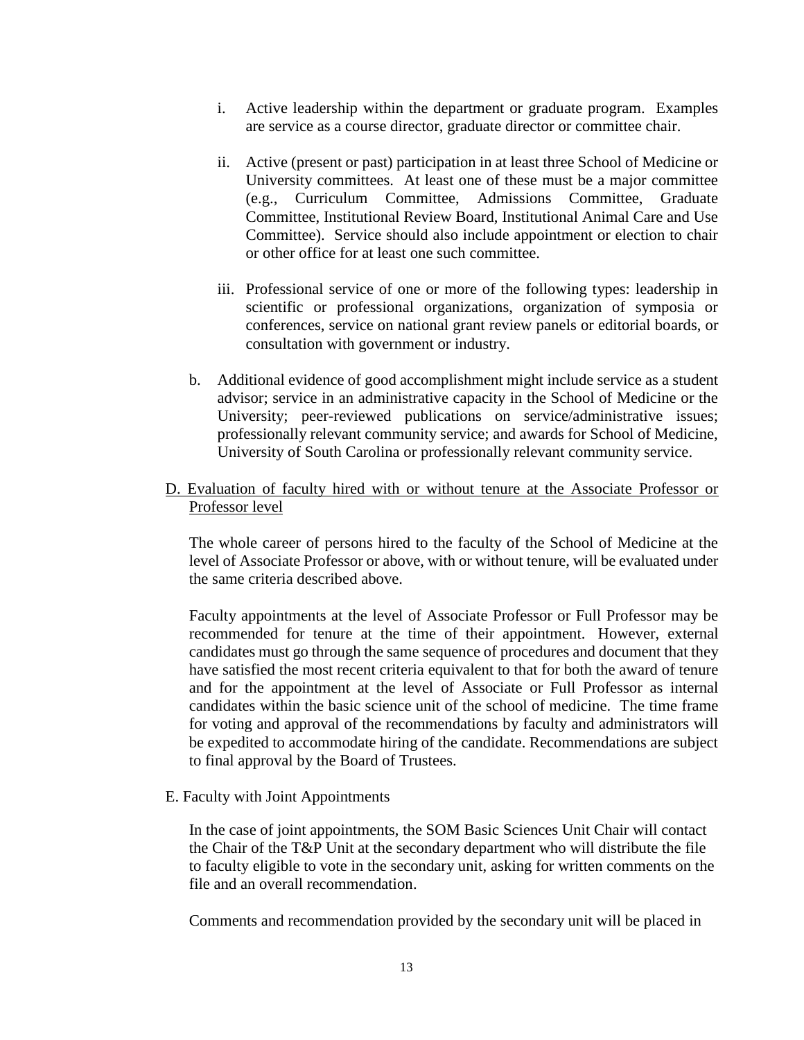i. Active leadership within the department or graduate program. Examples are service as a course director, graduate director or committee chair.

ii. Active (present or past) participation in at least three School of Medicine or University committees. At least one of these must be a major committee (e.g., Curriculum Committee, Admissions Committee, Graduate Committee, Institutional Review Board, Institutional Animal Care and Use Committee). Service should also include appointment or election to chair or other office for at least one such committee.

iii. Professional service of one or more of the following types: leadership in scientific or professional organizations, organization of symposia or conferences, service on national grant review panels or editorial boards, or consultation with government or industry.

b. Additional evidence of good accomplishment might include service as a student advisor; service in an administrative capacity in the School of Medicine or the University; peer-reviewed publications on service/administrative issues; professionally relevant community service; and awards for School of Medicine, University of South Carolina or professionally relevant community service.

D. <u>Evaluation of faculty hired with or without tenure at the Associate Professor or Professor level</u>

The whole career of persons hired to the faculty of the School of Medicine at the level of Associate Professor or above, with or without tenure, will be evaluated under the same criteria described above.

Faculty appointments at the level of Associate Professor or Full Professor may be recommended for tenure at the time of their appointment. However, external candidates must go through the same sequence of procedures and document that they have satisfied the most recent criteria equivalent to that for both the award of tenure and for the appointment at the level of Associate or Full Professor as internal candidates within the basic science unit of the school of medicine. The time frame for voting and approval of the recommendations by faculty and administrators will be expedited to accommodate hiring of the candidate. Recommendations are subject to final approval by the Board of Trustees.

E. Faculty with Joint Appointments

In the case of joint appointments, the SOM Basic Sciences Unit Chair will contact the Chair of the T&P Unit at the secondary department who will distribute the file to faculty eligible to vote in the secondary unit, asking for written comments on the file and an overall recommendation.

Comments and recommendation provided by the secondary unit will be placed in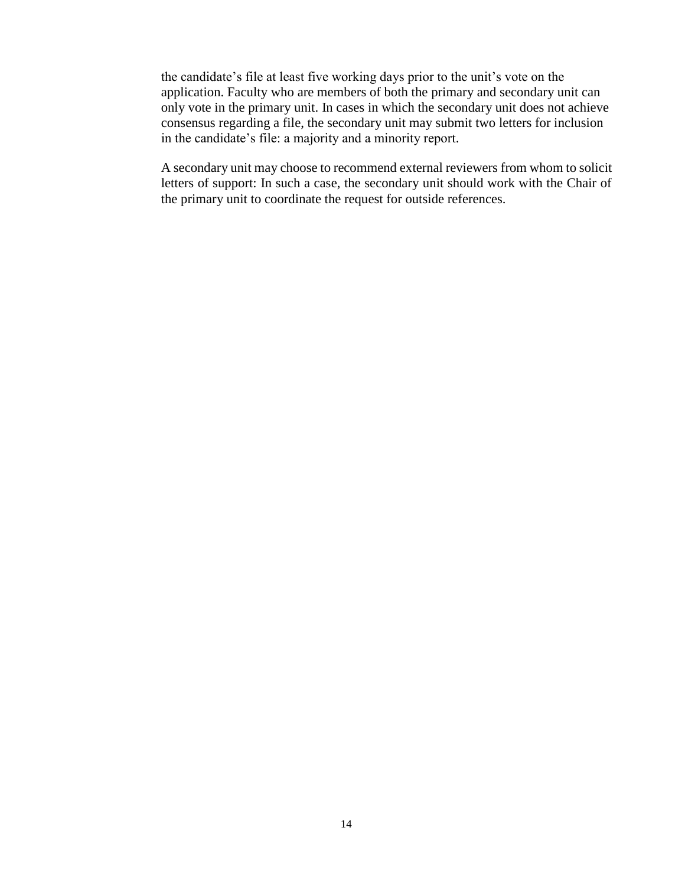the candidate's file at least five working days prior to the unit's vote on the application. Faculty who are members of both the primary and secondary unit can only vote in the primary unit. In cases in which the secondary unit does not achieve consensus regarding a file, the secondary unit may submit two letters for inclusion in the candidate's file: a majority and a minority report.

A secondary unit may choose to recommend external reviewers from whom to solicit letters of support: In such a case, the secondary unit should work with the Chair of the primary unit to coordinate the request for outside references.